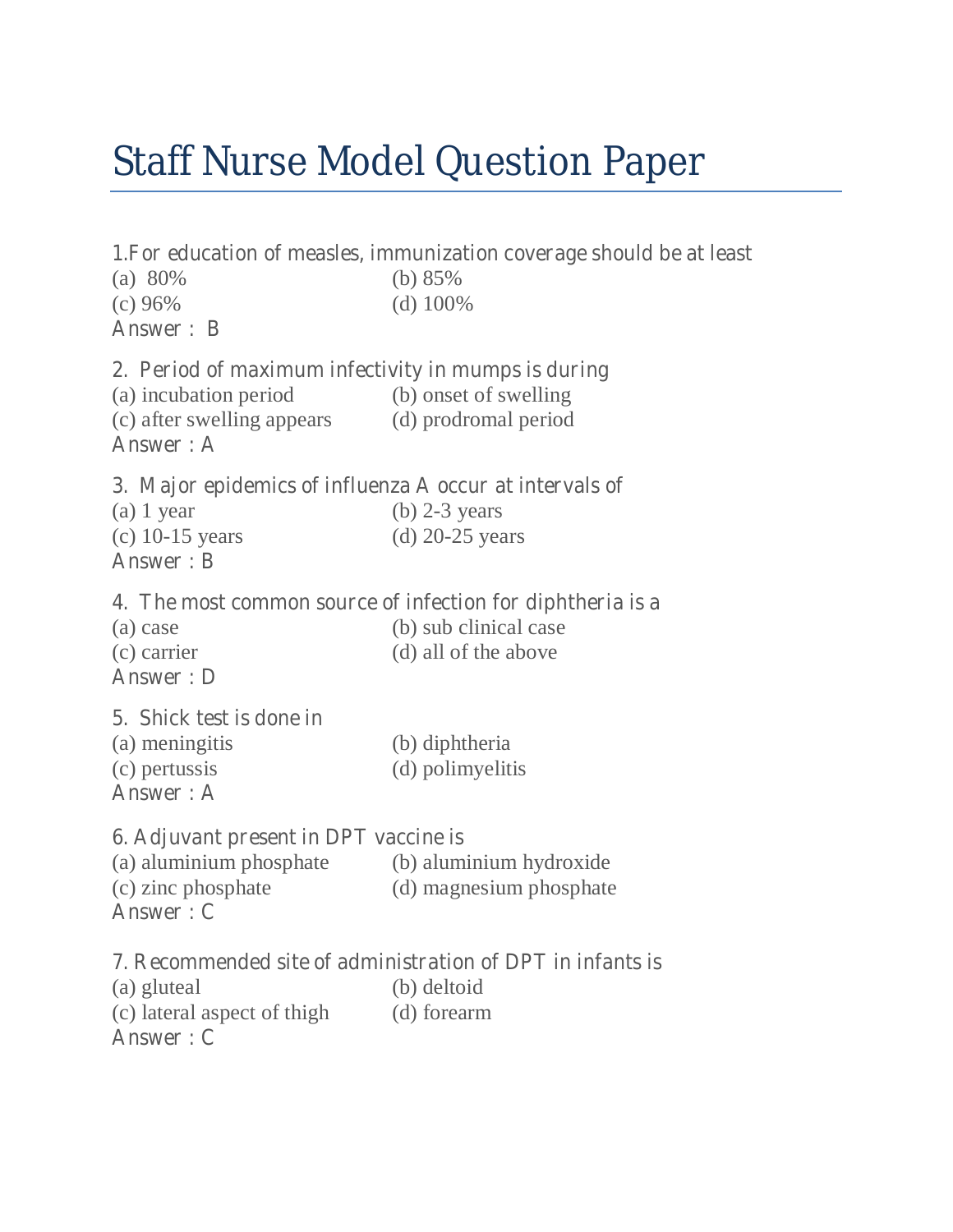# Staff Nurse Model Question Paper

1.For education of measles, immunization coverage should be at least
(a) 80% (b) 85%
(c) 96% (d) 100%
Answer : B

2. Period of maximum infectivity in mumps is during
(a) incubation period (b) onset of swelling
(c) after swelling appears (d) prodromal period
Answer : A

3. Major epidemics of influenza A occur at intervals of
(a) 1 year (b) 2-3 years
(c) 10-15 years (d) 20-25 years
Answer : B

4. The most common source of infection for diphtheria is a
(a) case (b) sub clinical case
(c) carrier (d) all of the above
Answer : D

5. Shick test is done in
(a) meningitis (b) diphtheria
(c) pertussis (d) polimyelitis
Answer : A

6. Adjuvant present in DPT vaccine is
(a) aluminium phosphate (b) aluminium hydroxide
(c) zinc phosphate (d) magnesium phosphate
Answer : C

7. Recommended site of administration of DPT in infants is
(a) gluteal (b) deltoid
(c) lateral aspect of thigh (d) forearm
Answer : C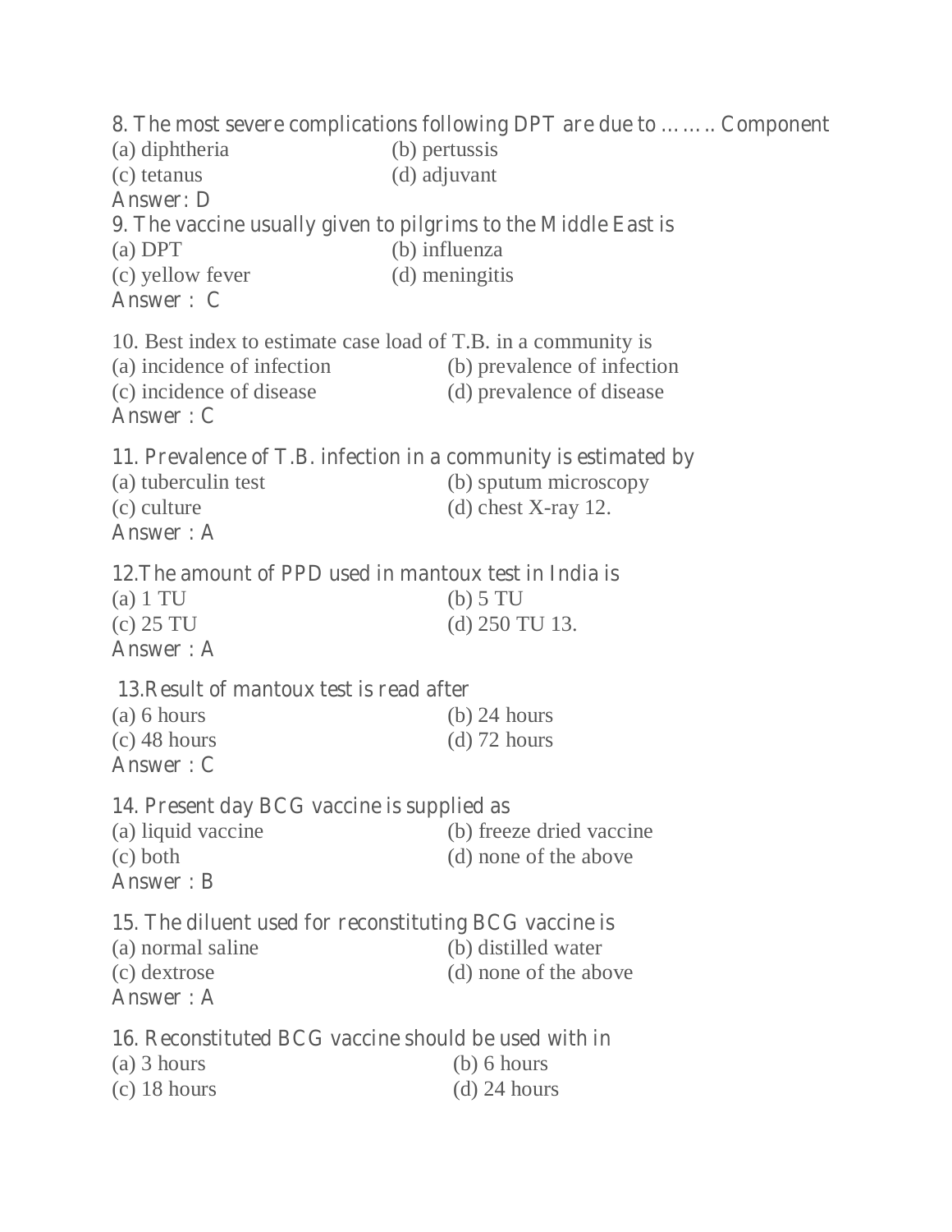8. The most severe complications following DPT are due to …….. Component

(a) diphtheria (b) pertussis

(c) tetanus (d) adjuvant

Answer: D

9. The vaccine usually given to pilgrims to the Middle East is

(a) DPT (b) influenza

(c) yellow fever (d) meningitis

Answer : C

10. Best index to estimate case load of T.B. in a community is

(a) incidence of infection (b) prevalence of infection

(c) incidence of disease (d) prevalence of disease

Answer : C

11. Prevalence of T.B. infection in a community is estimated by

(a) tuberculin test (b) sputum microscopy

(c) culture (d) chest X-ray 12.

Answer : A

12.The amount of PPD used in mantoux test in India is

(a) 1 TU (b) 5 TU

(c) 25 TU (d) 250 TU 13.

Answer : A

13.Result of mantoux test is read after

(a) 6 hours (b) 24 hours

(c) 48 hours (d) 72 hours

Answer : C

14. Present day BCG vaccine is supplied as

(a) liquid vaccine (b) freeze dried vaccine

(c) both (d) none of the above

Answer : B

15. The diluent used for reconstituting BCG vaccine is

(a) normal saline (b) distilled water

(c) dextrose (d) none of the above

Answer : A

16. Reconstituted BCG vaccine should be used with in

(a) 3 hours (b) 6 hours

(c) 18 hours (d) 24 hours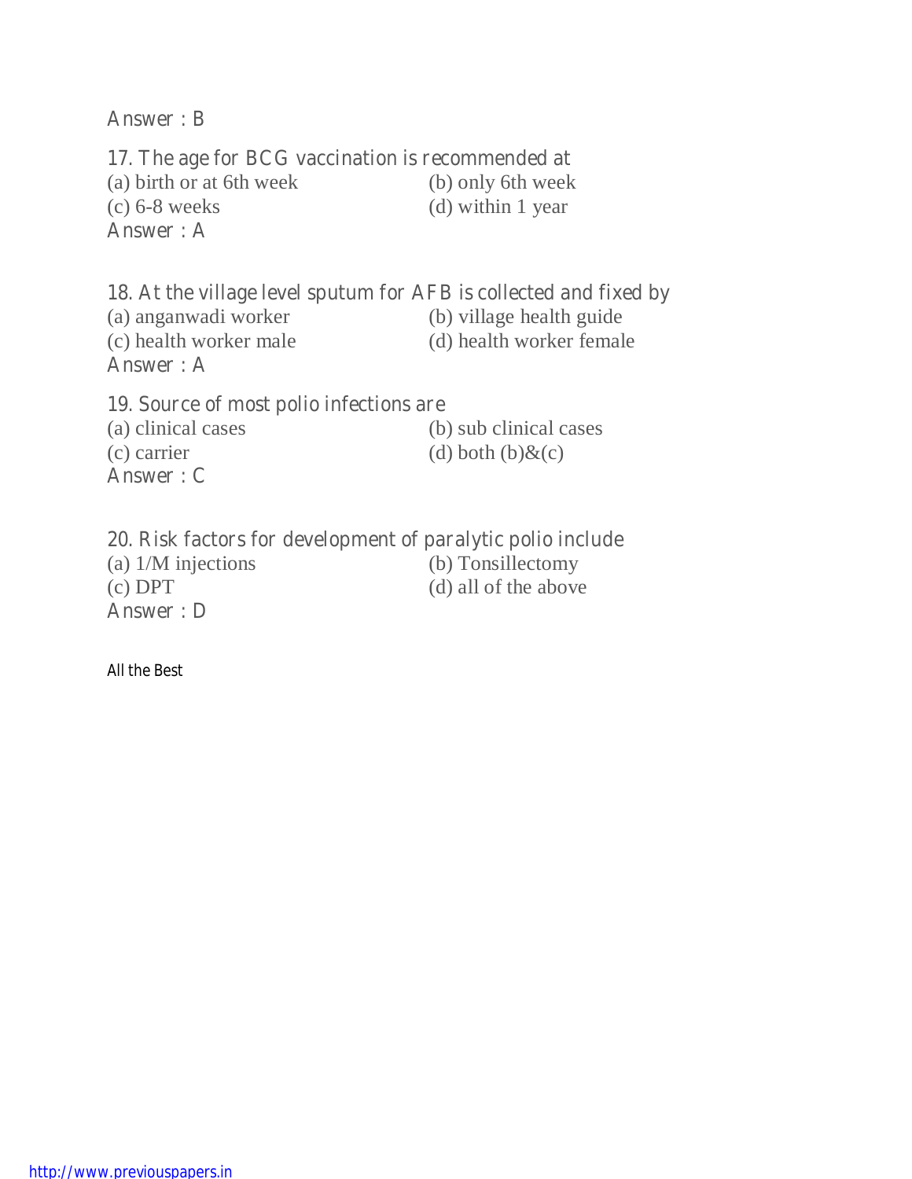Answer : B

17. The age for BCG vaccination is recommended at

(a) birth or at 6th week
(b) only 6th week
(c) 6-8 weeks
(d) within 1 year

Answer : A

18. At the village level sputum for AFB is collected and fixed by

(a) anganwadi worker
(b) village health guide
(c) health worker male
(d) health worker female

Answer : A

19. Source of most polio infections are

(a) clinical cases
(b) sub clinical cases
(c) carrier
(d) both (b)&(c)

Answer : C

20. Risk factors for development of paralytic polio include

(a) 1/M injections
(b) Tonsillectomy
(c) DPT
(d) all of the above

Answer : D

All the Best